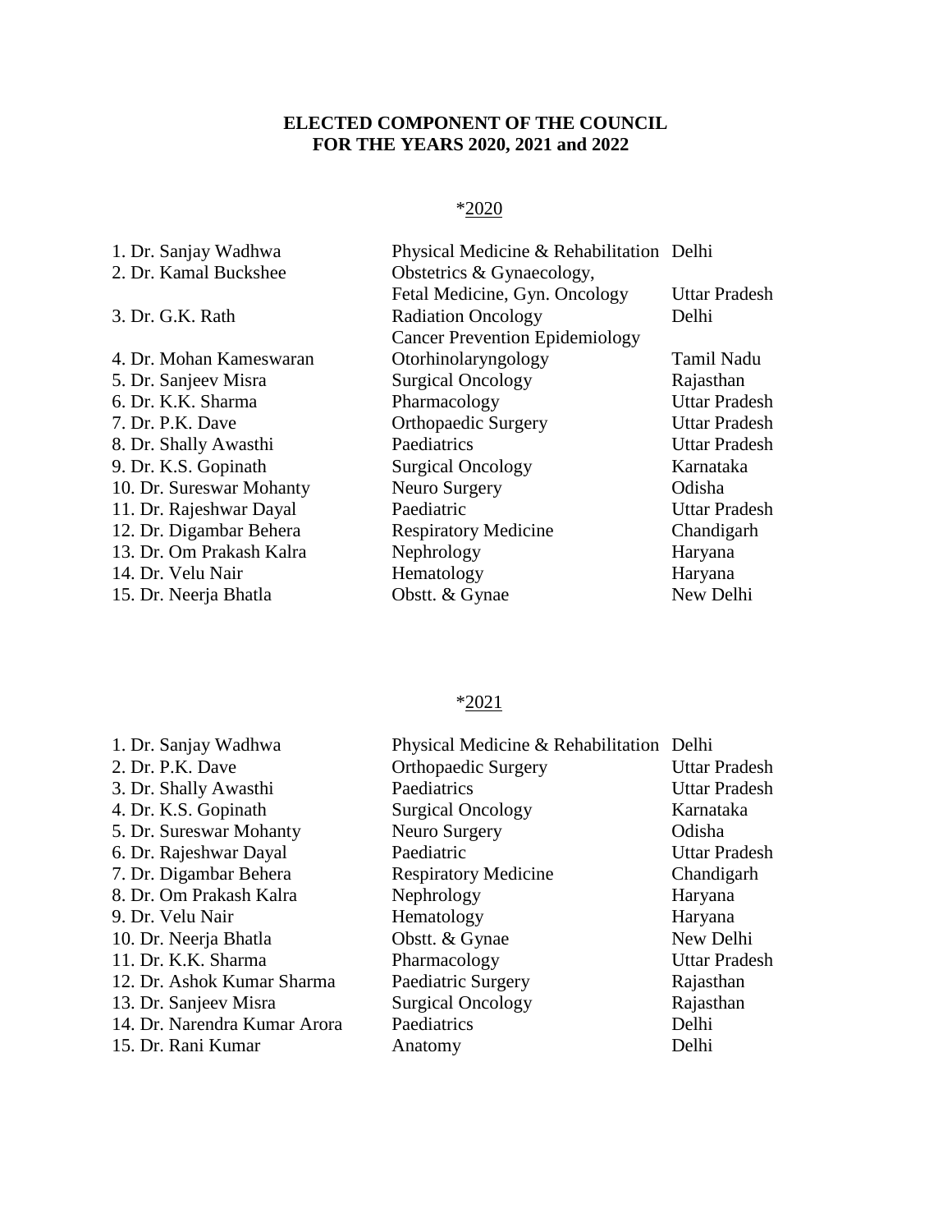# ELECTED COMPONENT OF THE COUNCIL FOR THE YEARS 2020, 2021 and 2022

## *2020

| Name | Speciality | State |
|---|---|---|
| 1. Dr. Sanjay Wadhwa | Physical Medicine & Rehabilitation | Delhi |
| 2. Dr. Kamal Buckshee | Obstetrics & Gynaecology, Fetal Medicine, Gyn. Oncology | Uttar Pradesh |
| 3. Dr. G.K. Rath | Radiation Oncology Cancer Prevention Epidemiology | Delhi |
| 4. Dr. Mohan Kameswaran | Otorhinolaryngology | Tamil Nadu |
| 5. Dr. Sanjeev Misra | Surgical Oncology | Rajasthan |
| 6. Dr. K.K. Sharma | Pharmacology | Uttar Pradesh |
| 7. Dr. P.K. Dave | Orthopaedic Surgery | Uttar Pradesh |
| 8. Dr. Shally Awasthi | Paediatrics | Uttar Pradesh |
| 9. Dr. K.S. Gopinath | Surgical Oncology | Karnataka |
| 10. Dr. Sureswar Mohanty | Neuro Surgery | Odisha |
| 11. Dr. Rajeshwar Dayal | Paediatric | Uttar Pradesh |
| 12. Dr. Digambar Behera | Respiratory Medicine | Chandigarh |
| 13. Dr. Om Prakash Kalra | Nephrology | Haryana |
| 14. Dr. Velu Nair | Hematology | Haryana |
| 15. Dr. Neerja Bhatla | Obstt. & Gynae | New Delhi |

## *2021

| Name | Speciality | State |
|---|---|---|
| 1. Dr. Sanjay Wadhwa | Physical Medicine & Rehabilitation | Delhi |
| 2. Dr. P.K. Dave | Orthopaedic Surgery | Uttar Pradesh |
| 3. Dr. Shally Awasthi | Paediatrics | Uttar Pradesh |
| 4. Dr. K.S. Gopinath | Surgical Oncology | Karnataka |
| 5. Dr. Sureswar Mohanty | Neuro Surgery | Odisha |
| 6. Dr. Rajeshwar Dayal | Paediatric | Uttar Pradesh |
| 7. Dr. Digambar Behera | Respiratory Medicine | Chandigarh |
| 8. Dr. Om Prakash Kalra | Nephrology | Haryana |
| 9. Dr. Velu Nair | Hematology | Haryana |
| 10. Dr. Neerja Bhatla | Obstt. & Gynae | New Delhi |
| 11. Dr. K.K. Sharma | Pharmacology | Uttar Pradesh |
| 12. Dr. Ashok Kumar Sharma | Paediatric Surgery | Rajasthan |
| 13. Dr. Sanjeev Misra | Surgical Oncology | Rajasthan |
| 14. Dr. Narendra Kumar Arora | Paediatrics | Delhi |
| 15. Dr. Rani Kumar | Anatomy | Delhi |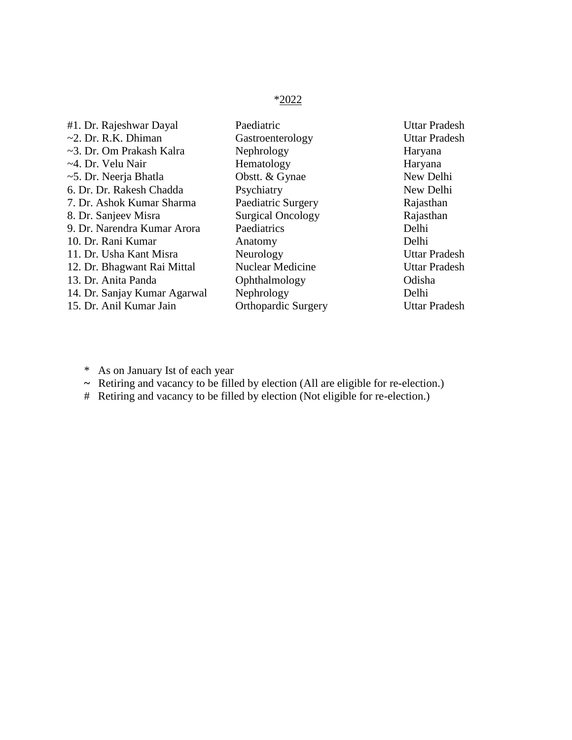*2022

| | | |
|---|---|---|
| #1. Dr. Rajeshwar Dayal | Paediatric | Uttar Pradesh |
| ~2. Dr. R.K. Dhiman | Gastroenterology | Uttar Pradesh |
| ~3. Dr. Om Prakash Kalra | Nephrology | Haryana |
| ~4. Dr. Velu Nair | Hematology | Haryana |
| ~5. Dr. Neerja Bhatla | Obstt. & Gynae | New Delhi |
| 6. Dr. Dr. Rakesh Chadda | Psychiatry | New Delhi |
| 7. Dr. Ashok Kumar Sharma | Paediatric Surgery | Rajasthan |
| 8. Dr. Sanjeev Misra | Surgical Oncology | Rajasthan |
| 9. Dr. Narendra Kumar Arora | Paediatrics | Delhi |
| 10. Dr. Rani Kumar | Anatomy | Delhi |
| 11. Dr. Usha Kant Misra | Neurology | Uttar Pradesh |
| 12. Dr. Bhagwant Rai Mittal | Nuclear Medicine | Uttar Pradesh |
| 13. Dr. Anita Panda | Ophthalmology | Odisha |
| 14. Dr. Sanjay Kumar Agarwal | Nephrology | Delhi |
| 15. Dr. Anil Kumar Jain | Orthopardic Surgery | Uttar Pradesh |

\* As on January Ist of each year

~ Retiring and vacancy to be filled by election (All are eligible for re-election.)

\# Retiring and vacancy to be filled by election (Not eligible for re-election.)